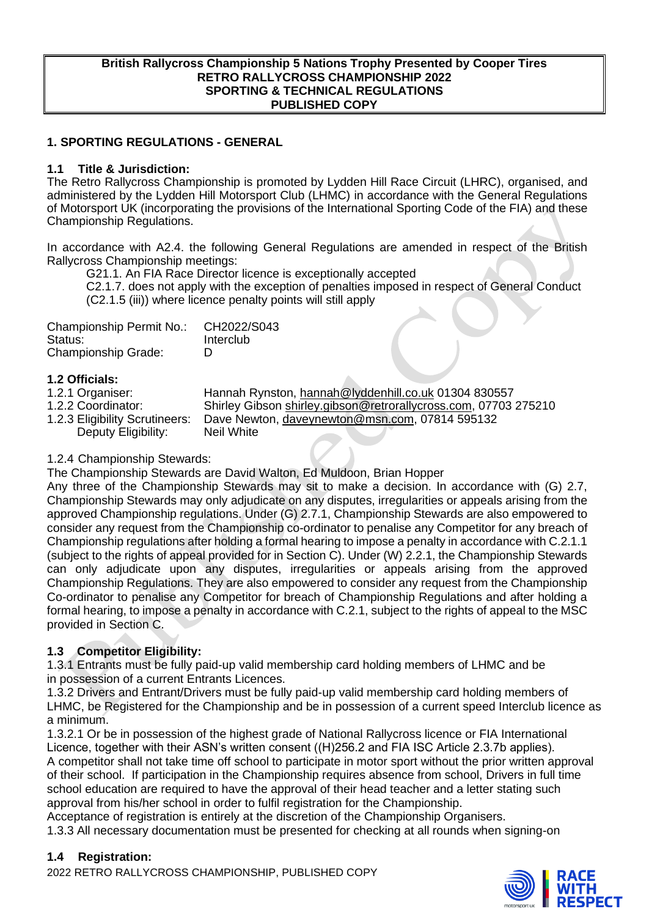**British Rallycross Championship 5 Nations Trophy Presented by Cooper Tires**
**RETRO RALLYCROSS CHAMPIONSHIP 2022**
**SPORTING & TECHNICAL REGULATIONS**
**PUBLISHED COPY**

## 1. SPORTING REGULATIONS - GENERAL

### 1.1 Title & Jurisdiction:

The Retro Rallycross Championship is promoted by Lydden Hill Race Circuit (LHRC), organised, and administered by the Lydden Hill Motorsport Club (LHMC) in accordance with the General Regulations of Motorsport UK (incorporating the provisions of the International Sporting Code of the FIA) and these Championship Regulations.

In accordance with A2.4. the following General Regulations are amended in respect of the British Rallycross Championship meetings:

G21.1. An FIA Race Director licence is exceptionally accepted
C2.1.7. does not apply with the exception of penalties imposed in respect of General Conduct (C2.1.5 (iii)) where licence penalty points will still apply

| | |
|---|---|
| Championship Permit No.: | CH2022/S043 |
| Status: | Interclub |
| Championship Grade: | D |

### 1.2 Officials:

| | |
|---|---|
| 1.2.1 Organiser: | Hannah Rynston, hannah@lyddenhill.co.uk 01304 830557 |
| 1.2.2 Coordinator: | Shirley Gibson shirley.gibson@retrorallycross.com, 07703 275210 |
| 1.2.3 Eligibility Scrutineers: | Dave Newton, daveynewton@msn.com, 07814 595132 |
| Deputy Eligibility: | Neil White |

1.2.4 Championship Stewards:

The Championship Stewards are David Walton, Ed Muldoon, Brian Hopper

Any three of the Championship Stewards may sit to make a decision. In accordance with (G) 2.7, Championship Stewards may only adjudicate on any disputes, irregularities or appeals arising from the approved Championship regulations. Under (G) 2.7.1, Championship Stewards are also empowered to consider any request from the Championship co-ordinator to penalise any Competitor for any breach of Championship regulations after holding a formal hearing to impose a penalty in accordance with C.2.1.1 (subject to the rights of appeal provided for in Section C). Under (W) 2.2.1, the Championship Stewards can only adjudicate upon any disputes, irregularities or appeals arising from the approved Championship Regulations. They are also empowered to consider any request from the Championship Co-ordinator to penalise any Competitor for breach of Championship Regulations and after holding a formal hearing, to impose a penalty in accordance with C.2.1, subject to the rights of appeal to the MSC provided in Section C.

### 1.3 Competitor Eligibility:

1.3.1 Entrants must be fully paid-up valid membership card holding members of LHMC and be in possession of a current Entrants Licences.

1.3.2 Drivers and Entrant/Drivers must be fully paid-up valid membership card holding members of LHMC, be Registered for the Championship and be in possession of a current speed Interclub licence as a minimum.

1.3.2.1 Or be in possession of the highest grade of National Rallycross licence or FIA International Licence, together with their ASN's written consent ((H)256.2 and FIA ISC Article 2.3.7b applies).

A competitor shall not take time off school to participate in motor sport without the prior written approval of their school. If participation in the Championship requires absence from school, Drivers in full time school education are required to have the approval of their head teacher and a letter stating such approval from his/her school in order to fulfil registration for the Championship.

Acceptance of registration is entirely at the discretion of the Championship Organisers.

1.3.3 All necessary documentation must be presented for checking at all rounds when signing-on

### 1.4 Registration: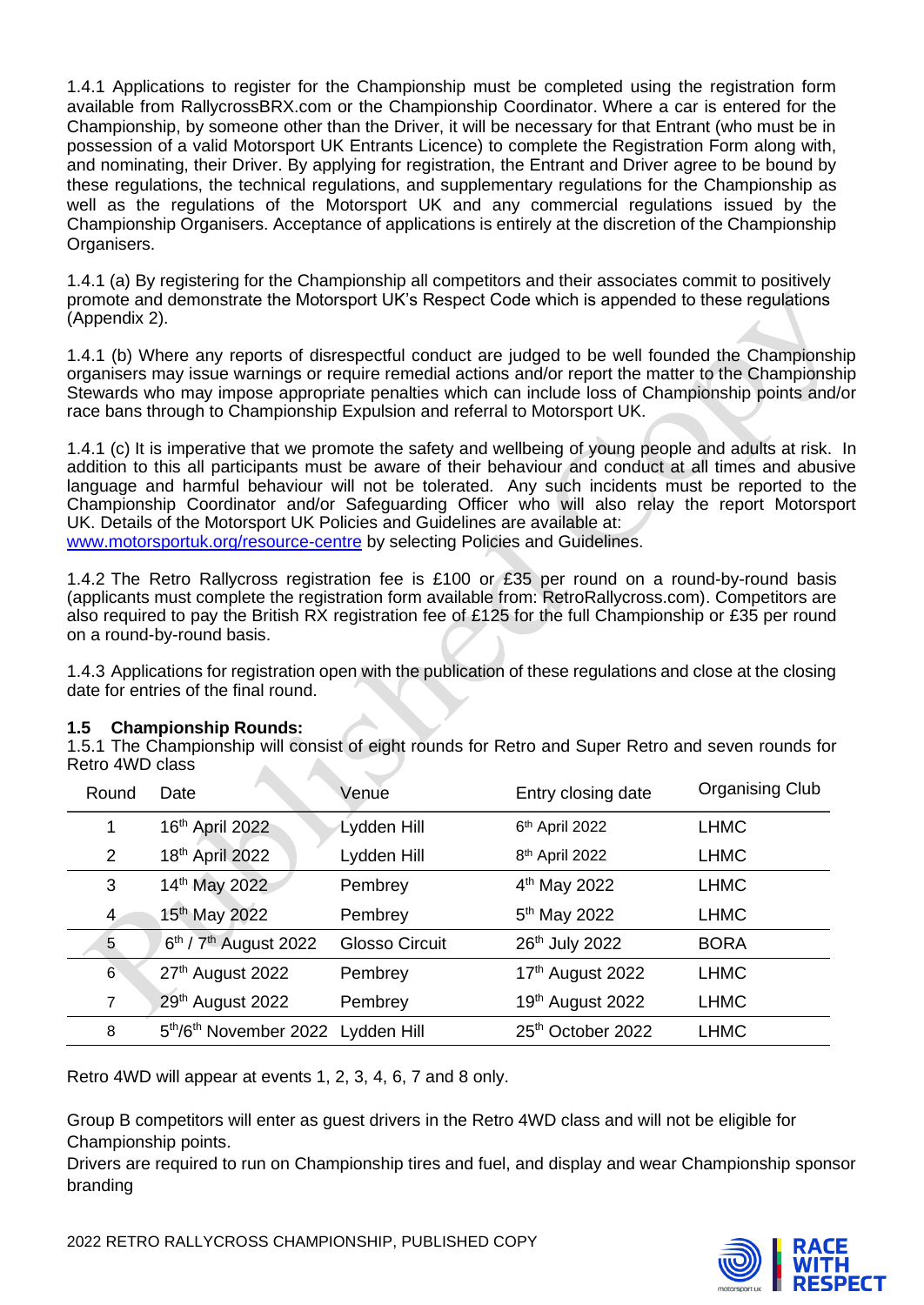1.4.1 Applications to register for the Championship must be completed using the registration form available from RallycrossBRX.com or the Championship Coordinator. Where a car is entered for the Championship, by someone other than the Driver, it will be necessary for that Entrant (who must be in possession of a valid Motorsport UK Entrants Licence) to complete the Registration Form along with, and nominating, their Driver. By applying for registration, the Entrant and Driver agree to be bound by these regulations, the technical regulations, and supplementary regulations for the Championship as well as the regulations of the Motorsport UK and any commercial regulations issued by the Championship Organisers. Acceptance of applications is entirely at the discretion of the Championship Organisers.

1.4.1 (a) By registering for the Championship all competitors and their associates commit to positively promote and demonstrate the Motorsport UK's Respect Code which is appended to these regulations (Appendix 2).

1.4.1 (b) Where any reports of disrespectful conduct are judged to be well founded the Championship organisers may issue warnings or require remedial actions and/or report the matter to the Championship Stewards who may impose appropriate penalties which can include loss of Championship points and/or race bans through to Championship Expulsion and referral to Motorsport UK.

1.4.1 (c) It is imperative that we promote the safety and wellbeing of young people and adults at risk. In addition to this all participants must be aware of their behaviour and conduct at all times and abusive language and harmful behaviour will not be tolerated. Any such incidents must be reported to the Championship Coordinator and/or Safeguarding Officer who will also relay the report Motorsport UK. Details of the Motorsport UK Policies and Guidelines are available at: www.motorsportuk.org/resource-centre by selecting Policies and Guidelines.

1.4.2 The Retro Rallycross registration fee is £100 or £35 per round on a round-by-round basis (applicants must complete the registration form available from: RetroRallycross.com). Competitors are also required to pay the British RX registration fee of £125 for the full Championship or £35 per round on a round-by-round basis.

1.4.3 Applications for registration open with the publication of these regulations and close at the closing date for entries of the final round.

**1.5 Championship Rounds:**

1.5.1 The Championship will consist of eight rounds for Retro and Super Retro and seven rounds for Retro 4WD class

| Round | Date | Venue | Entry closing date | Organising Club |
|---|---|---|---|---|
| 1 | 16th April 2022 | Lydden Hill | 6th April 2022 | LHMC |
| 2 | 18th April 2022 | Lydden Hill | 8th April 2022 | LHMC |
| 3 | 14th May 2022 | Pembrey | 4th May 2022 | LHMC |
| 4 | 15th May 2022 | Pembrey | 5th May 2022 | LHMC |
| 5 | 6th / 7th August 2022 | Glosso Circuit | 26th July 2022 | BORA |
| 6 | 27th August 2022 | Pembrey | 17th August 2022 | LHMC |
| 7 | 29th August 2022 | Pembrey | 19th August 2022 | LHMC |
| 8 | 5th/6th November 2022 | Lydden Hill | 25th October 2022 | LHMC |

Retro 4WD will appear at events 1, 2, 3, 4, 6, 7 and 8 only.

Group B competitors will enter as guest drivers in the Retro 4WD class and will not be eligible for Championship points.

Drivers are required to run on Championship tires and fuel, and display and wear Championship sponsor branding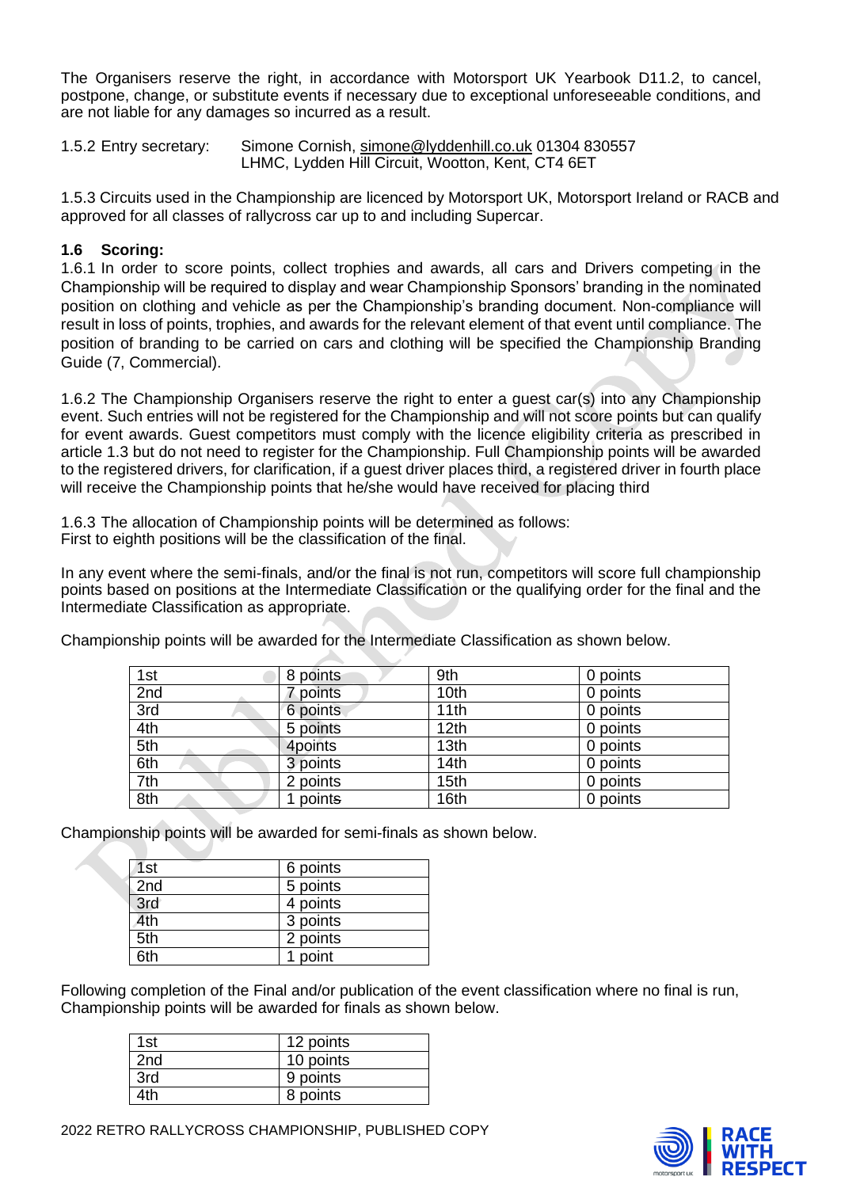The Organisers reserve the right, in accordance with Motorsport UK Yearbook D11.2, to cancel, postpone, change, or substitute events if necessary due to exceptional unforeseeable conditions, and are not liable for any damages so incurred as a result.

1.5.2 Entry secretary: Simone Cornish, simone@lyddenhill.co.uk 01304 830557
LHMC, Lydden Hill Circuit, Wootton, Kent, CT4 6ET

1.5.3 Circuits used in the Championship are licenced by Motorsport UK, Motorsport Ireland or RACB and approved for all classes of rallycross car up to and including Supercar.

### 1.6 Scoring:

1.6.1 In order to score points, collect trophies and awards, all cars and Drivers competing in the Championship will be required to display and wear Championship Sponsors' branding in the nominated position on clothing and vehicle as per the Championship's branding document. Non-compliance will result in loss of points, trophies, and awards for the relevant element of that event until compliance. The position of branding to be carried on cars and clothing will be specified the Championship Branding Guide (7, Commercial).

1.6.2 The Championship Organisers reserve the right to enter a guest car(s) into any Championship event. Such entries will not be registered for the Championship and will not score points but can qualify for event awards. Guest competitors must comply with the licence eligibility criteria as prescribed in article 1.3 but do not need to register for the Championship. Full Championship points will be awarded to the registered drivers, for clarification, if a guest driver places third, a registered driver in fourth place will receive the Championship points that he/she would have received for placing third

1.6.3 The allocation of Championship points will be determined as follows:
First to eighth positions will be the classification of the final.

In any event where the semi-finals, and/or the final is not run, competitors will score full championship points based on positions at the Intermediate Classification or the qualifying order for the final and the Intermediate Classification as appropriate.

Championship points will be awarded for the Intermediate Classification as shown below.

| | | | |
|---|---|---|---|
| 1st | 8 points | 9th | 0 points |
| 2nd | 7 points | 10th | 0 points |
| 3rd | 6 points | 11th | 0 points |
| 4th | 5 points | 12th | 0 points |
| 5th | 4points | 13th | 0 points |
| 6th | 3 points | 14th | 0 points |
| 7th | 2 points | 15th | 0 points |
| 8th | 1 points | 16th | 0 points |

Championship points will be awarded for semi-finals as shown below.

| | |
|---|---|
| 1st | 6 points |
| 2nd | 5 points |
| 3rd | 4 points |
| 4th | 3 points |
| 5th | 2 points |
| 6th | 1 point |

Following completion of the Final and/or publication of the event classification where no final is run, Championship points will be awarded for finals as shown below.

| | |
|---|---|
| 1st | 12 points |
| 2nd | 10 points |
| 3rd | 9 points |
| 4th | 8 points |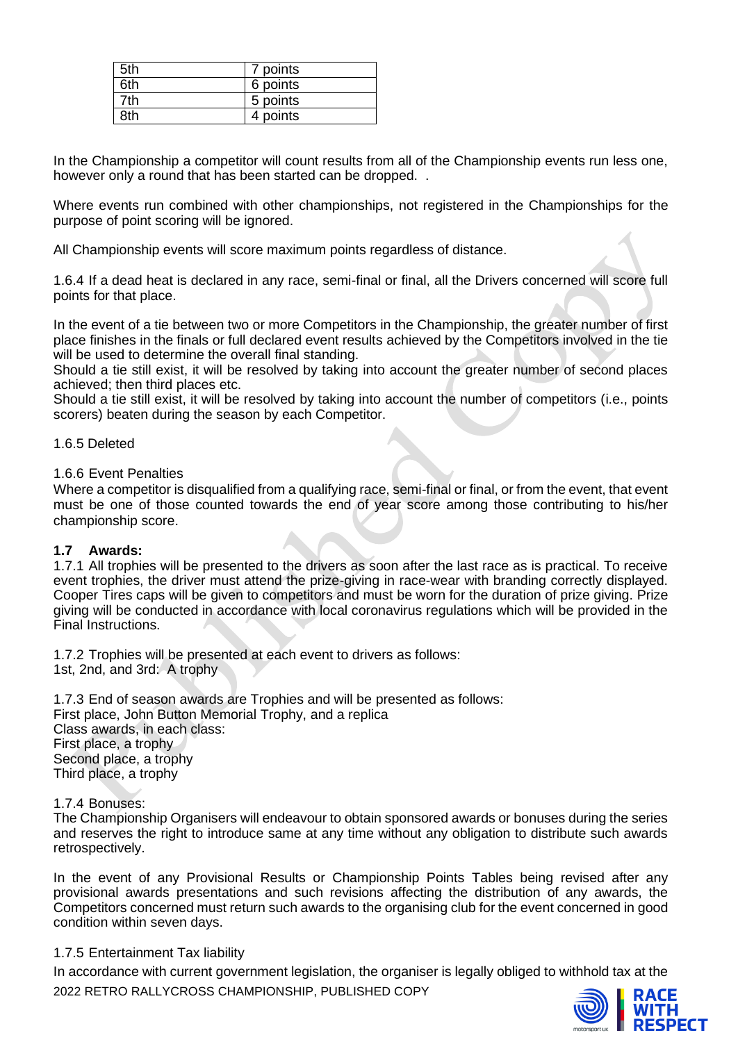| 5th | 7 points |
|---|---|
| 6th | 6 points |
| 7th | 5 points |
| 8th | 4 points |

In the Championship a competitor will count results from all of the Championship events run less one, however only a round that has been started can be dropped.  .

Where events run combined with other championships, not registered in the Championships for the purpose of point scoring will be ignored.

All Championship events will score maximum points regardless of distance.

1.6.4 If a dead heat is declared in any race, semi-final or final, all the Drivers concerned will score full points for that place.

In the event of a tie between two or more Competitors in the Championship, the greater number of first place finishes in the finals or full declared event results achieved by the Competitors involved in the tie will be used to determine the overall final standing.
Should a tie still exist, it will be resolved by taking into account the greater number of second places achieved; then third places etc.
Should a tie still exist, it will be resolved by taking into account the number of competitors (i.e., points scorers) beaten during the season by each Competitor.

1.6.5 Deleted

1.6.6 Event Penalties
Where a competitor is disqualified from a qualifying race, semi-final or final, or from the event, that event must be one of those counted towards the end of year score among those contributing to his/her championship score.

**1.7 Awards:**
1.7.1 All trophies will be presented to the drivers as soon after the last race as is practical. To receive event trophies, the driver must attend the prize-giving in race-wear with branding correctly displayed. Cooper Tires caps will be given to competitors and must be worn for the duration of prize giving. Prize giving will be conducted in accordance with local coronavirus regulations which will be provided in the Final Instructions.

1.7.2 Trophies will be presented at each event to drivers as follows:
1st, 2nd, and 3rd:  A trophy

1.7.3 End of season awards are Trophies and will be presented as follows:
First place, John Button Memorial Trophy, and a replica
Class awards, in each class:
First place, a trophy
Second place, a trophy
Third place, a trophy

1.7.4 Bonuses:
The Championship Organisers will endeavour to obtain sponsored awards or bonuses during the series and reserves the right to introduce same at any time without any obligation to distribute such awards retrospectively.

In the event of any Provisional Results or Championship Points Tables being revised after any provisional awards presentations and such revisions affecting the distribution of any awards, the Competitors concerned must return such awards to the organising club for the event concerned in good condition within seven days.

1.7.5 Entertainment Tax liability
In accordance with current government legislation, the organiser is legally obliged to withhold tax at the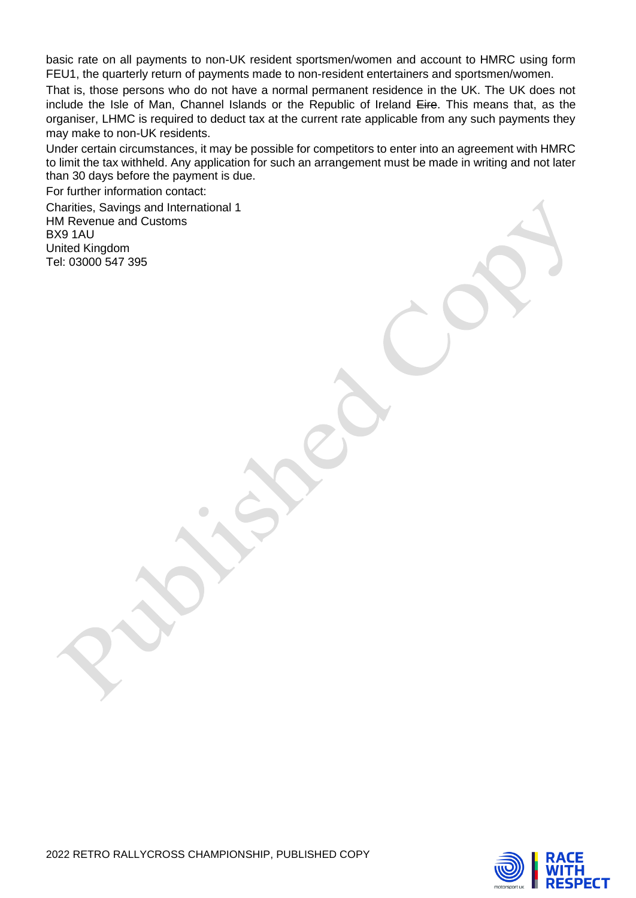basic rate on all payments to non-UK resident sportsmen/women and account to HMRC using form FEU1, the quarterly return of payments made to non-resident entertainers and sportsmen/women.

That is, those persons who do not have a normal permanent residence in the UK. The UK does not include the Isle of Man, Channel Islands or the Republic of Ireland ~~Eire~~. This means that, as the organiser, LHMC is required to deduct tax at the current rate applicable from any such payments they may make to non-UK residents.

Under certain circumstances, it may be possible for competitors to enter into an agreement with HMRC to limit the tax withheld. Any application for such an arrangement must be made in writing and not later than 30 days before the payment is due.

For further information contact:

Charities, Savings and International 1
HM Revenue and Customs
BX9 1AU
United Kingdom
Tel: 03000 547 395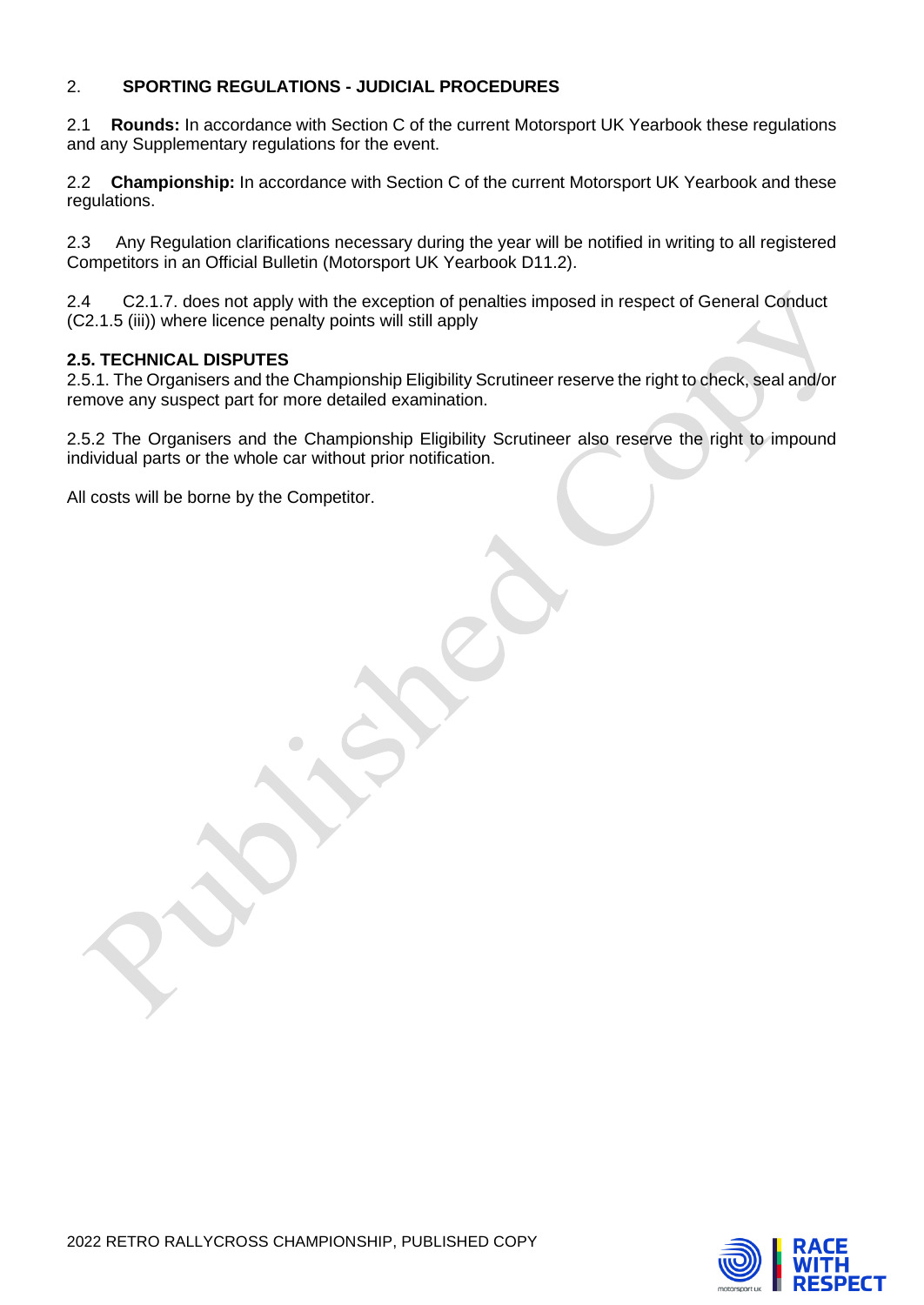## 2. SPORTING REGULATIONS - JUDICIAL PROCEDURES

2.1 **Rounds:** In accordance with Section C of the current Motorsport UK Yearbook these regulations and any Supplementary regulations for the event.

2.2 **Championship:** In accordance with Section C of the current Motorsport UK Yearbook and these regulations.

2.3 Any Regulation clarifications necessary during the year will be notified in writing to all registered Competitors in an Official Bulletin (Motorsport UK Yearbook D11.2).

2.4 C2.1.7. does not apply with the exception of penalties imposed in respect of General Conduct (C2.1.5 (iii)) where licence penalty points will still apply

### 2.5. TECHNICAL DISPUTES

2.5.1. The Organisers and the Championship Eligibility Scrutineer reserve the right to check, seal and/or remove any suspect part for more detailed examination.

2.5.2 The Organisers and the Championship Eligibility Scrutineer also reserve the right to impound individual parts or the whole car without prior notification.

All costs will be borne by the Competitor.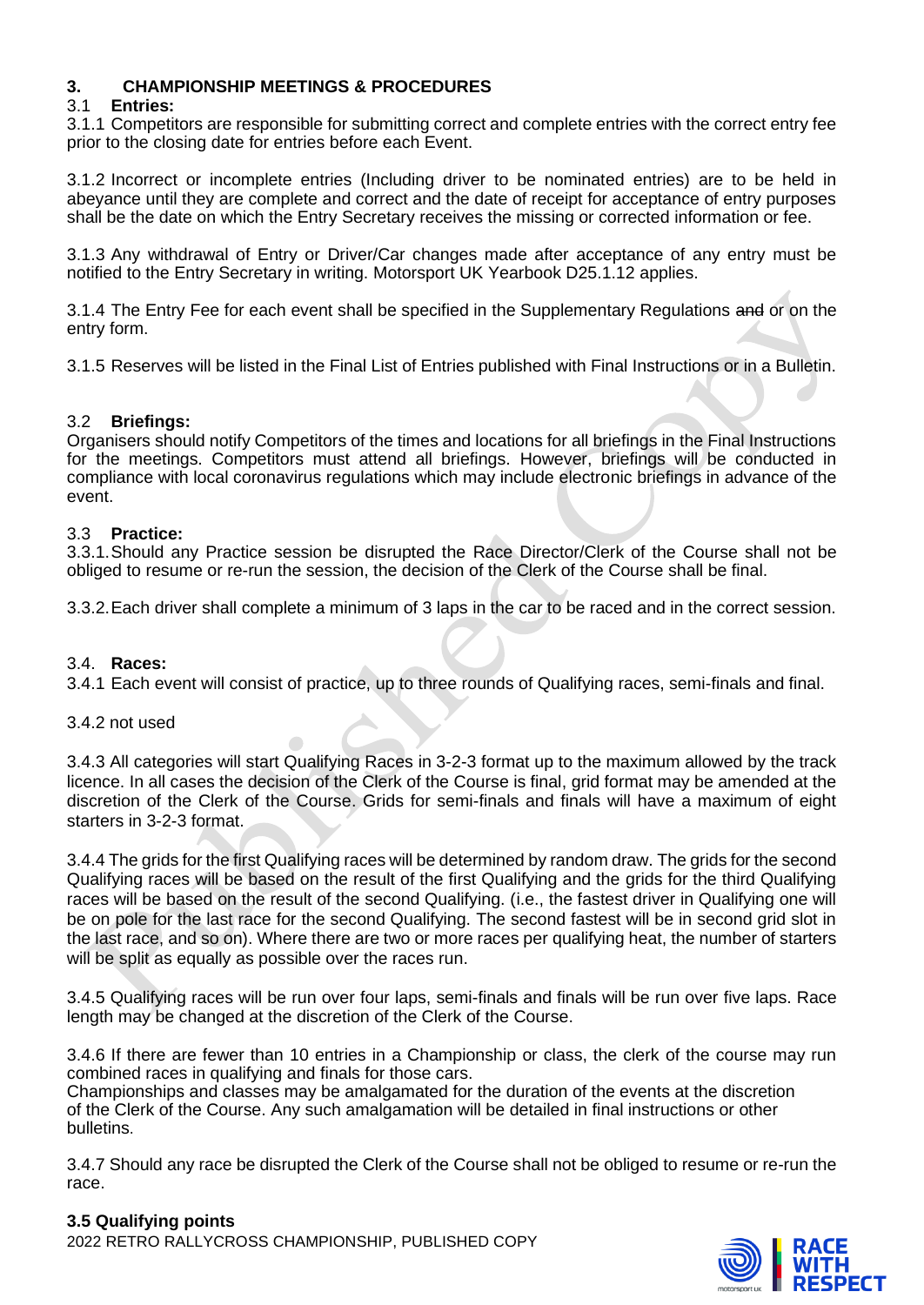## 3. CHAMPIONSHIP MEETINGS & PROCEDURES

### 3.1 Entries:

3.1.1 Competitors are responsible for submitting correct and complete entries with the correct entry fee prior to the closing date for entries before each Event.

3.1.2 Incorrect or incomplete entries (Including driver to be nominated entries) are to be held in abeyance until they are complete and correct and the date of receipt for acceptance of entry purposes shall be the date on which the Entry Secretary receives the missing or corrected information or fee.

3.1.3 Any withdrawal of Entry or Driver/Car changes made after acceptance of any entry must be notified to the Entry Secretary in writing. Motorsport UK Yearbook D25.1.12 applies.

3.1.4 The Entry Fee for each event shall be specified in the Supplementary Regulations ~~and~~ or on the entry form.

3.1.5 Reserves will be listed in the Final List of Entries published with Final Instructions or in a Bulletin.

### 3.2 Briefings:

Organisers should notify Competitors of the times and locations for all briefings in the Final Instructions for the meetings. Competitors must attend all briefings. However, briefings will be conducted in compliance with local coronavirus regulations which may include electronic briefings in advance of the event.

### 3.3 Practice:

3.3.1. Should any Practice session be disrupted the Race Director/Clerk of the Course shall not be obliged to resume or re-run the session, the decision of the Clerk of the Course shall be final.

3.3.2. Each driver shall complete a minimum of 3 laps in the car to be raced and in the correct session.

### 3.4. Races:

3.4.1 Each event will consist of practice, up to three rounds of Qualifying races, semi-finals and final.

3.4.2 not used

3.4.3 All categories will start Qualifying Races in 3-2-3 format up to the maximum allowed by the track licence. In all cases the decision of the Clerk of the Course is final, grid format may be amended at the discretion of the Clerk of the Course. Grids for semi-finals and finals will have a maximum of eight starters in 3-2-3 format.

3.4.4 The grids for the first Qualifying races will be determined by random draw. The grids for the second Qualifying races will be based on the result of the first Qualifying and the grids for the third Qualifying races will be based on the result of the second Qualifying. (i.e., the fastest driver in Qualifying one will be on pole for the last race for the second Qualifying. The second fastest will be in second grid slot in the last race, and so on). Where there are two or more races per qualifying heat, the number of starters will be split as equally as possible over the races run.

3.4.5 Qualifying races will be run over four laps, semi-finals and finals will be run over five laps. Race length may be changed at the discretion of the Clerk of the Course.

3.4.6 If there are fewer than 10 entries in a Championship or class, the clerk of the course may run combined races in qualifying and finals for those cars.
Championships and classes may be amalgamated for the duration of the events at the discretion of the Clerk of the Course. Any such amalgamation will be detailed in final instructions or other bulletins.

3.4.7 Should any race be disrupted the Clerk of the Course shall not be obliged to resume or re-run the race.

### 3.5 Qualifying points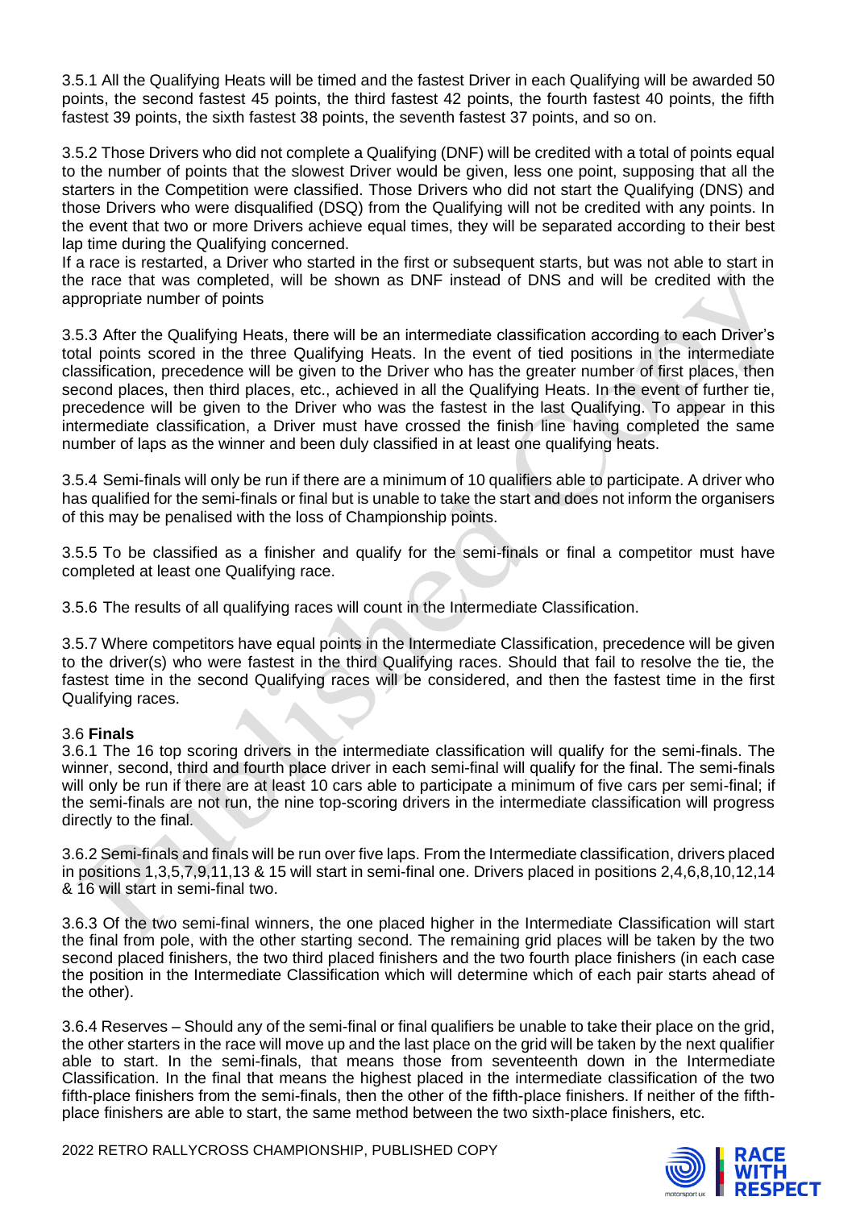3.5.1 All the Qualifying Heats will be timed and the fastest Driver in each Qualifying will be awarded 50 points, the second fastest 45 points, the third fastest 42 points, the fourth fastest 40 points, the fifth fastest 39 points, the sixth fastest 38 points, the seventh fastest 37 points, and so on.

3.5.2 Those Drivers who did not complete a Qualifying (DNF) will be credited with a total of points equal to the number of points that the slowest Driver would be given, less one point, supposing that all the starters in the Competition were classified. Those Drivers who did not start the Qualifying (DNS) and those Drivers who were disqualified (DSQ) from the Qualifying will not be credited with any points. In the event that two or more Drivers achieve equal times, they will be separated according to their best lap time during the Qualifying concerned.
If a race is restarted, a Driver who started in the first or subsequent starts, but was not able to start in the race that was completed, will be shown as DNF instead of DNS and will be credited with the appropriate number of points

3.5.3 After the Qualifying Heats, there will be an intermediate classification according to each Driver's total points scored in the three Qualifying Heats. In the event of tied positions in the intermediate classification, precedence will be given to the Driver who has the greater number of first places, then second places, then third places, etc., achieved in all the Qualifying Heats. In the event of further tie, precedence will be given to the Driver who was the fastest in the last Qualifying. To appear in this intermediate classification, a Driver must have crossed the finish line having completed the same number of laps as the winner and been duly classified in at least one qualifying heats.

3.5.4 Semi-finals will only be run if there are a minimum of 10 qualifiers able to participate. A driver who has qualified for the semi-finals or final but is unable to take the start and does not inform the organisers of this may be penalised with the loss of Championship points.

3.5.5 To be classified as a finisher and qualify for the semi-finals or final a competitor must have completed at least one Qualifying race.

3.5.6 The results of all qualifying races will count in the Intermediate Classification.

3.5.7 Where competitors have equal points in the Intermediate Classification, precedence will be given to the driver(s) who were fastest in the third Qualifying races. Should that fail to resolve the tie, the fastest time in the second Qualifying races will be considered, and then the fastest time in the first Qualifying races.

3.6 **Finals**

3.6.1 The 16 top scoring drivers in the intermediate classification will qualify for the semi-finals. The winner, second, third and fourth place driver in each semi-final will qualify for the final. The semi-finals will only be run if there are at least 10 cars able to participate a minimum of five cars per semi-final; if the semi-finals are not run, the nine top-scoring drivers in the intermediate classification will progress directly to the final.

3.6.2 Semi-finals and finals will be run over five laps. From the Intermediate classification, drivers placed in positions 1,3,5,7,9,11,13 & 15 will start in semi-final one. Drivers placed in positions 2,4,6,8,10,12,14 & 16 will start in semi-final two.

3.6.3 Of the two semi-final winners, the one placed higher in the Intermediate Classification will start the final from pole, with the other starting second. The remaining grid places will be taken by the two second placed finishers, the two third placed finishers and the two fourth place finishers (in each case the position in the Intermediate Classification which will determine which of each pair starts ahead of the other).

3.6.4 Reserves – Should any of the semi-final or final qualifiers be unable to take their place on the grid, the other starters in the race will move up and the last place on the grid will be taken by the next qualifier able to start. In the semi-finals, that means those from seventeenth down in the Intermediate Classification. In the final that means the highest placed in the intermediate classification of the two fifth-place finishers from the semi-finals, then the other of the fifth-place finishers. If neither of the fifth-place finishers are able to start, the same method between the two sixth-place finishers, etc.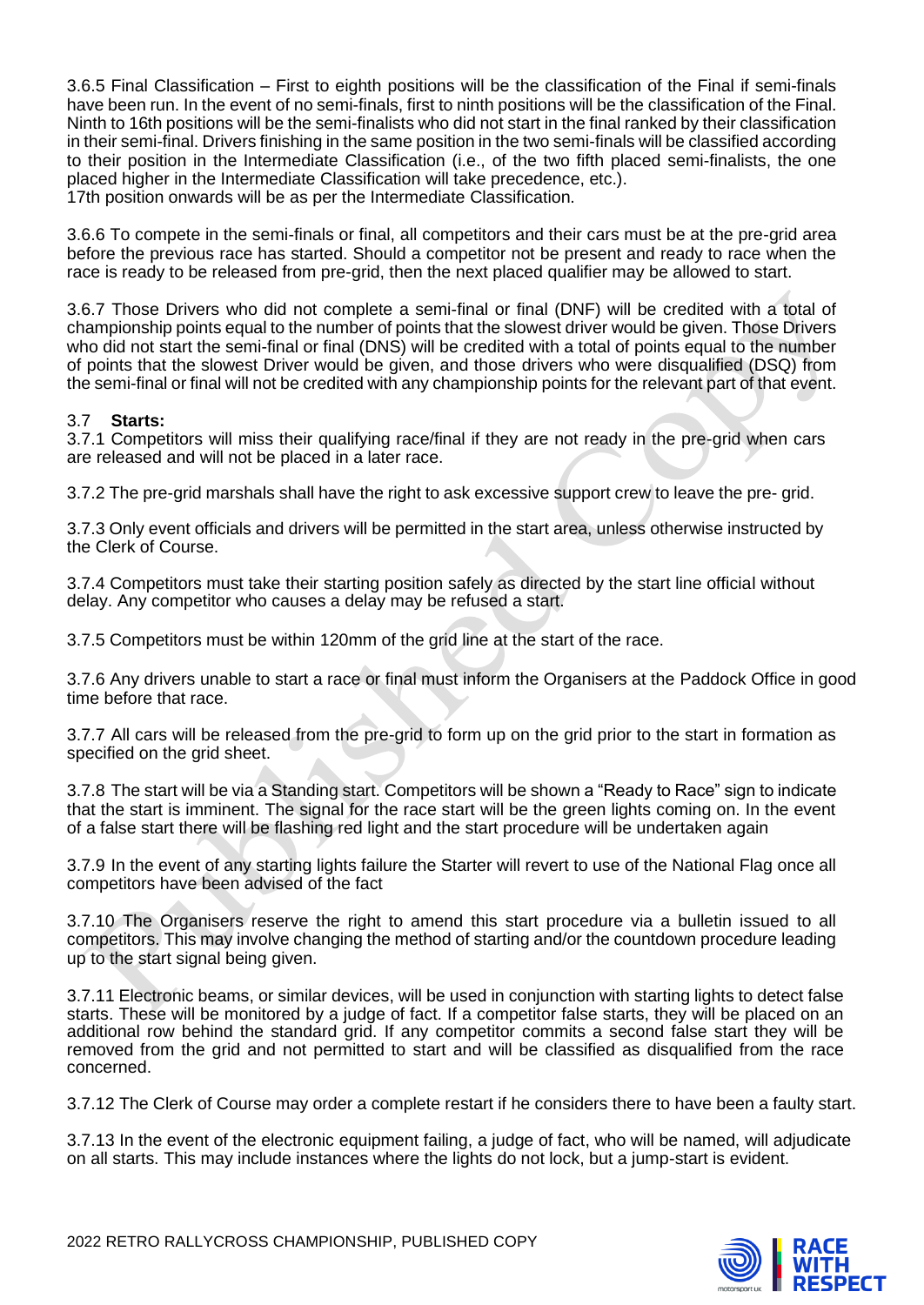3.6.5 Final Classification – First to eighth positions will be the classification of the Final if semi-finals have been run. In the event of no semi-finals, first to ninth positions will be the classification of the Final. Ninth to 16th positions will be the semi-finalists who did not start in the final ranked by their classification in their semi-final. Drivers finishing in the same position in the two semi-finals will be classified according to their position in the Intermediate Classification (i.e., of the two fifth placed semi-finalists, the one placed higher in the Intermediate Classification will take precedence, etc.).
17th position onwards will be as per the Intermediate Classification.

3.6.6 To compete in the semi-finals or final, all competitors and their cars must be at the pre-grid area before the previous race has started. Should a competitor not be present and ready to race when the race is ready to be released from pre-grid, then the next placed qualifier may be allowed to start.

3.6.7 Those Drivers who did not complete a semi-final or final (DNF) will be credited with a total of championship points equal to the number of points that the slowest driver would be given. Those Drivers who did not start the semi-final or final (DNS) will be credited with a total of points equal to the number of points that the slowest Driver would be given, and those drivers who were disqualified (DSQ) from the semi-final or final will not be credited with any championship points for the relevant part of that event.

### 3.7 Starts:

3.7.1 Competitors will miss their qualifying race/final if they are not ready in the pre-grid when cars are released and will not be placed in a later race.

3.7.2 The pre-grid marshals shall have the right to ask excessive support crew to leave the pre- grid.

3.7.3 Only event officials and drivers will be permitted in the start area, unless otherwise instructed by the Clerk of Course.

3.7.4 Competitors must take their starting position safely as directed by the start line official without delay. Any competitor who causes a delay may be refused a start.

3.7.5 Competitors must be within 120mm of the grid line at the start of the race.

3.7.6 Any drivers unable to start a race or final must inform the Organisers at the Paddock Office in good time before that race.

3.7.7 All cars will be released from the pre-grid to form up on the grid prior to the start in formation as specified on the grid sheet.

3.7.8 The start will be via a Standing start. Competitors will be shown a "Ready to Race" sign to indicate that the start is imminent. The signal for the race start will be the green lights coming on. In the event of a false start there will be flashing red light and the start procedure will be undertaken again

3.7.9 In the event of any starting lights failure the Starter will revert to use of the National Flag once all competitors have been advised of the fact

3.7.10 The Organisers reserve the right to amend this start procedure via a bulletin issued to all competitors. This may involve changing the method of starting and/or the countdown procedure leading up to the start signal being given.

3.7.11 Electronic beams, or similar devices, will be used in conjunction with starting lights to detect false starts. These will be monitored by a judge of fact. If a competitor false starts, they will be placed on an additional row behind the standard grid. If any competitor commits a second false start they will be removed from the grid and not permitted to start and will be classified as disqualified from the race concerned.

3.7.12 The Clerk of Course may order a complete restart if he considers there to have been a faulty start.

3.7.13 In the event of the electronic equipment failing, a judge of fact, who will be named, will adjudicate on all starts. This may include instances where the lights do not lock, but a jump-start is evident.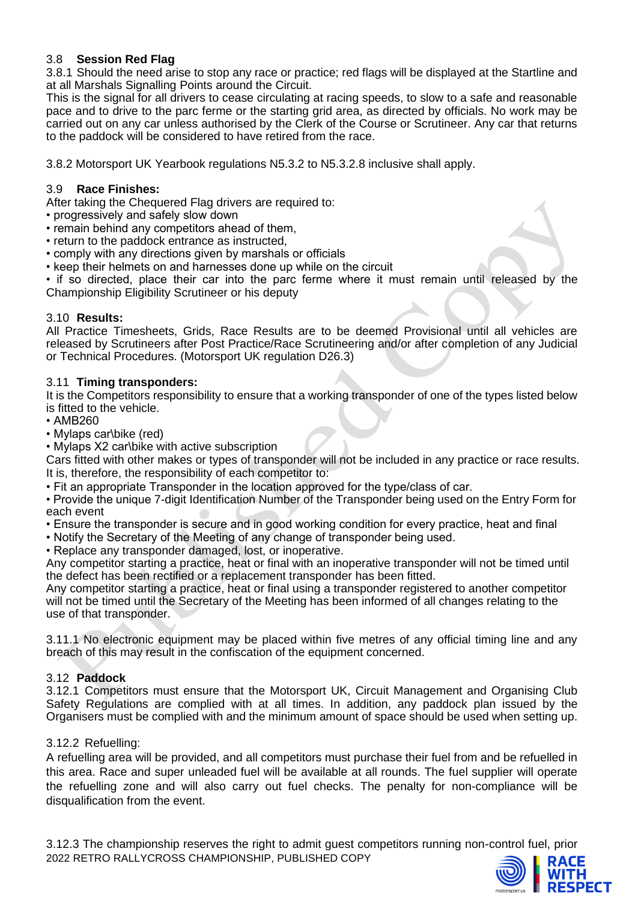### 3.8 **Session Red Flag**

3.8.1 Should the need arise to stop any race or practice; red flags will be displayed at the Startline and at all Marshals Signalling Points around the Circuit.

This is the signal for all drivers to cease circulating at racing speeds, to slow to a safe and reasonable pace and to drive to the parc ferme or the starting grid area, as directed by officials. No work may be carried out on any car unless authorised by the Clerk of the Course or Scrutineer. Any car that returns to the paddock will be considered to have retired from the race.

3.8.2 Motorsport UK Yearbook regulations N5.3.2 to N5.3.2.8 inclusive shall apply.

### 3.9 **Race Finishes:**

After taking the Chequered Flag drivers are required to:

- progressively and safely slow down
- remain behind any competitors ahead of them,
- return to the paddock entrance as instructed,
- comply with any directions given by marshals or officials
- keep their helmets on and harnesses done up while on the circuit
- if so directed, place their car into the parc ferme where it must remain until released by the Championship Eligibility Scrutineer or his deputy

### 3.10 **Results:**

All Practice Timesheets, Grids, Race Results are to be deemed Provisional until all vehicles are released by Scrutineers after Post Practice/Race Scrutineering and/or after completion of any Judicial or Technical Procedures. (Motorsport UK regulation D26.3)

### 3.11 **Timing transponders:**

It is the Competitors responsibility to ensure that a working transponder of one of the types listed below is fitted to the vehicle.

- AMB260
- Mylaps car\bike (red)
- Mylaps X2 car\bike with active subscription

Cars fitted with other makes or types of transponder will not be included in any practice or race results.
It is, therefore, the responsibility of each competitor to:

- Fit an appropriate Transponder in the location approved for the type/class of car.
- Provide the unique 7-digit Identification Number of the Transponder being used on the Entry Form for each event
- Ensure the transponder is secure and in good working condition for every practice, heat and final
- Notify the Secretary of the Meeting of any change of transponder being used.
- Replace any transponder damaged, lost, or inoperative.

Any competitor starting a practice, heat or final with an inoperative transponder will not be timed until the defect has been rectified or a replacement transponder has been fitted.

Any competitor starting a practice, heat or final using a transponder registered to another competitor will not be timed until the Secretary of the Meeting has been informed of all changes relating to the use of that transponder.

3.11.1 No electronic equipment may be placed within five metres of any official timing line and any breach of this may result in the confiscation of the equipment concerned.

### 3.12 **Paddock**

3.12.1 Competitors must ensure that the Motorsport UK, Circuit Management and Organising Club Safety Regulations are complied with at all times. In addition, any paddock plan issued by the Organisers must be complied with and the minimum amount of space should be used when setting up.

3.12.2 Refuelling:

A refuelling area will be provided, and all competitors must purchase their fuel from and be refuelled in this area. Race and super unleaded fuel will be available at all rounds. The fuel supplier will operate the refuelling zone and will also carry out fuel checks. The penalty for non-compliance will be disqualification from the event.

3.12.3 The championship reserves the right to admit guest competitors running non-control fuel, prior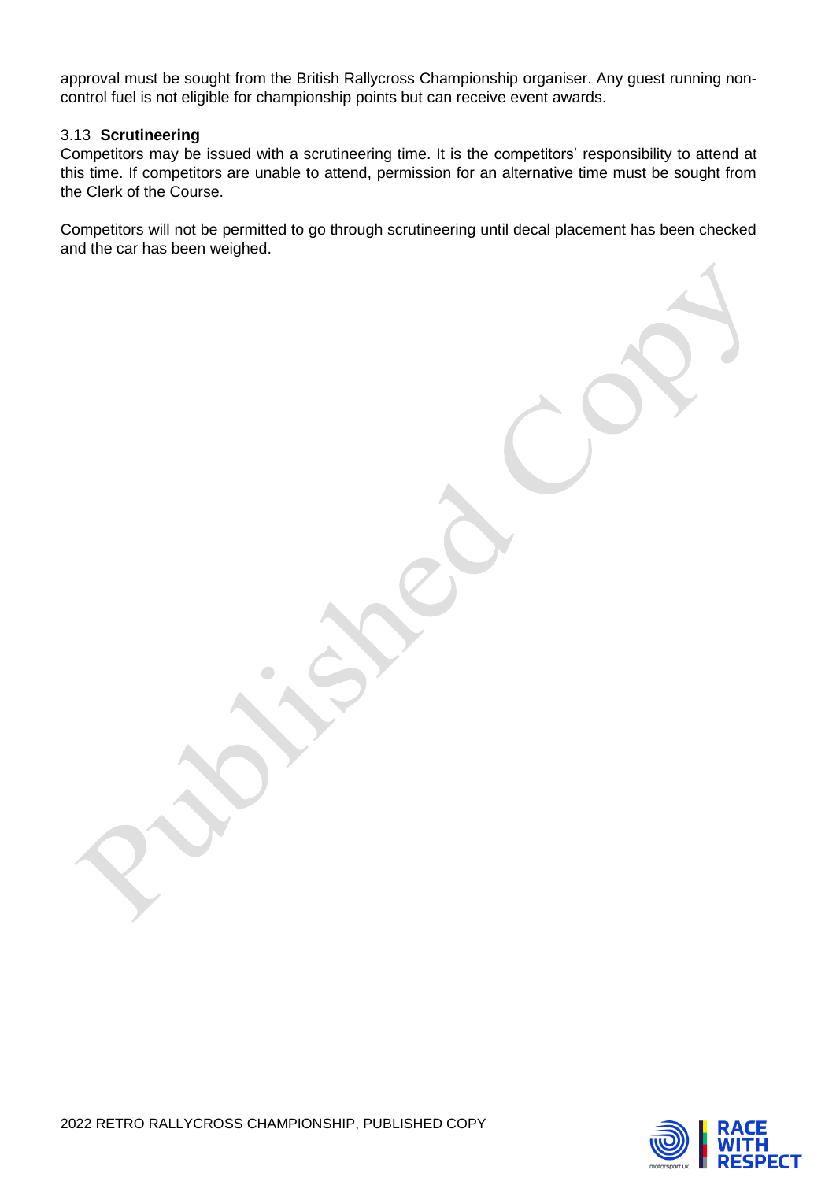approval must be sought from the British Rallycross Championship organiser. Any guest running non-control fuel is not eligible for championship points but can receive event awards.

### 3.13 Scrutineering

Competitors may be issued with a scrutineering time. It is the competitors' responsibility to attend at this time. If competitors are unable to attend, permission for an alternative time must be sought from the Clerk of the Course.

Competitors will not be permitted to go through scrutineering until decal placement has been checked and the car has been weighed.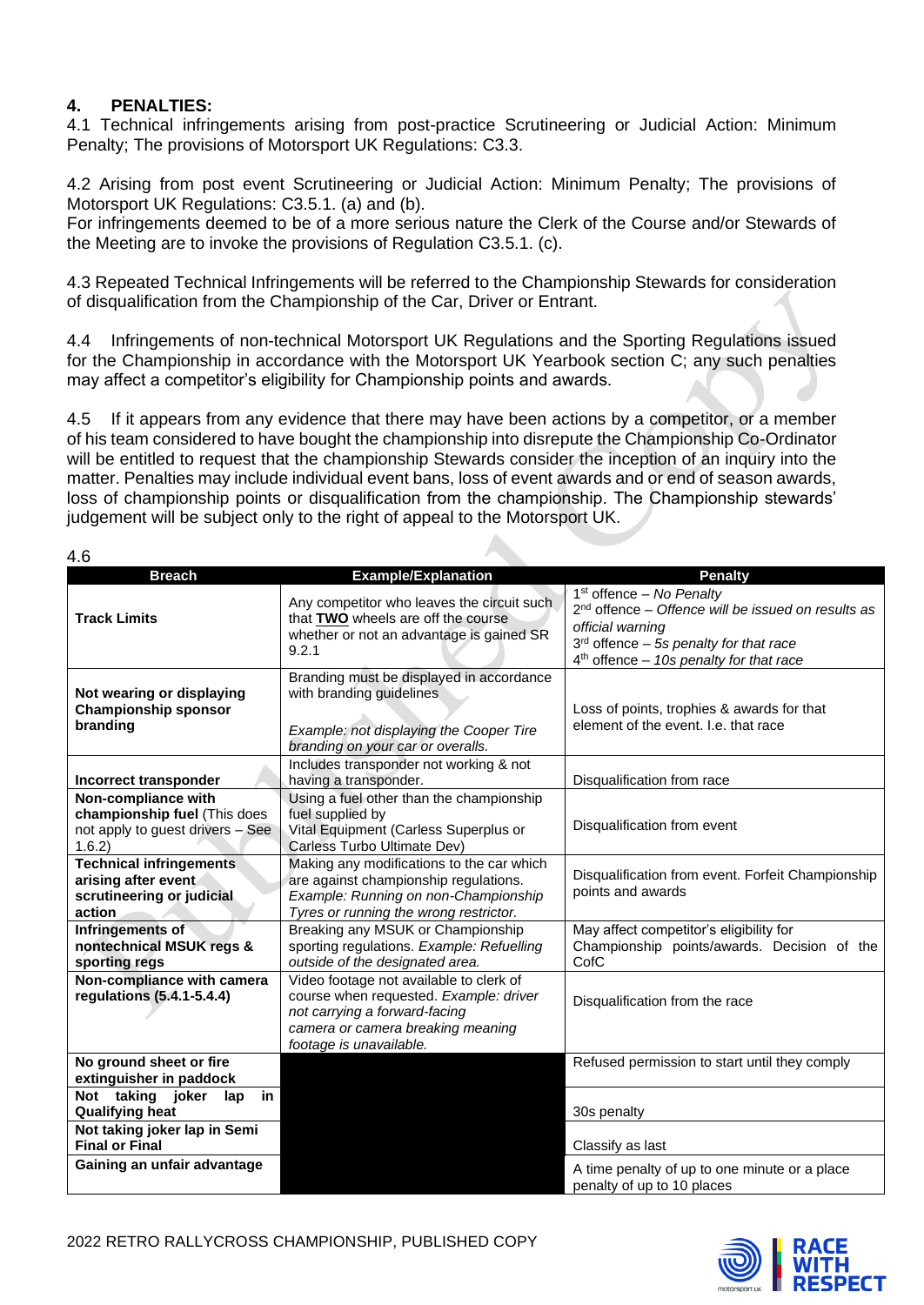## 4. PENALTIES:

4.1 Technical infringements arising from post-practice Scrutineering or Judicial Action: Minimum Penalty; The provisions of Motorsport UK Regulations: C3.3.

4.2 Arising from post event Scrutineering or Judicial Action: Minimum Penalty; The provisions of Motorsport UK Regulations: C3.5.1. (a) and (b).
For infringements deemed to be of a more serious nature the Clerk of the Course and/or Stewards of the Meeting are to invoke the provisions of Regulation C3.5.1. (c).

4.3 Repeated Technical Infringements will be referred to the Championship Stewards for consideration of disqualification from the Championship of the Car, Driver or Entrant.

4.4 Infringements of non-technical Motorsport UK Regulations and the Sporting Regulations issued for the Championship in accordance with the Motorsport UK Yearbook section C; any such penalties may affect a competitor's eligibility for Championship points and awards.

4.5 If it appears from any evidence that there may have been actions by a competitor, or a member of his team considered to have bought the championship into disrepute the Championship Co-Ordinator will be entitled to request that the championship Stewards consider the inception of an inquiry into the matter. Penalties may include individual event bans, loss of event awards and or end of season awards, loss of championship points or disqualification from the championship. The Championship stewards' judgement will be subject only to the right of appeal to the Motorsport UK.

4.6

| Breach | Example/Explanation | Penalty |
|---|---|---|
| **Track Limits** | Any competitor who leaves the circuit such that **TWO** wheels are off the course whether or not an advantage is gained SR 9.2.1 | 1st offence – *No Penalty*<br>2nd offence – *Offence will be issued on results as official warning*<br>3rd offence – *5s penalty for that race*<br>4th offence – *10s penalty for that race* |
| **Not wearing or displaying Championship sponsor branding** | Branding must be displayed in accordance with branding guidelines<br><br>*Example: not displaying the Cooper Tire branding on your car or overalls.* | Loss of points, trophies & awards for that element of the event. I.e. that race |
| **Incorrect transponder** | Includes transponder not working & not having a transponder. | Disqualification from race |
| **Non-compliance with championship fuel** (This does not apply to guest drivers – See 1.6.2) | Using a fuel other than the championship fuel supplied by Vital Equipment (Carless Superplus or Carless Turbo Ultimate Dev) | Disqualification from event |
| **Technical infringements arising after event scrutineering or judicial action** | Making any modifications to the car which are against championship regulations. *Example: Running on non-Championship Tyres or running the wrong restrictor.* | Disqualification from event. Forfeit Championship points and awards |
| **Infringements of nontechnical MSUK regs & sporting regs** | Breaking any MSUK or Championship sporting regulations. *Example: Refuelling outside of the designated area.* | May affect competitor's eligibility for Championship points/awards. Decision of the CofC |
| **Non-compliance with camera regulations (5.4.1-5.4.4)** | Video footage not available to clerk of course when requested. *Example: driver not carrying a forward-facing camera or camera breaking meaning footage is unavailable.* | Disqualification from the race |
| **No ground sheet or fire extinguisher in paddock** | | Refused permission to start until they comply |
| **Not taking joker lap in Qualifying heat** | | 30s penalty |
| **Not taking joker lap in Semi Final or Final** | | Classify as last |
| **Gaining an unfair advantage** | | A time penalty of up to one minute or a place penalty of up to 10 places |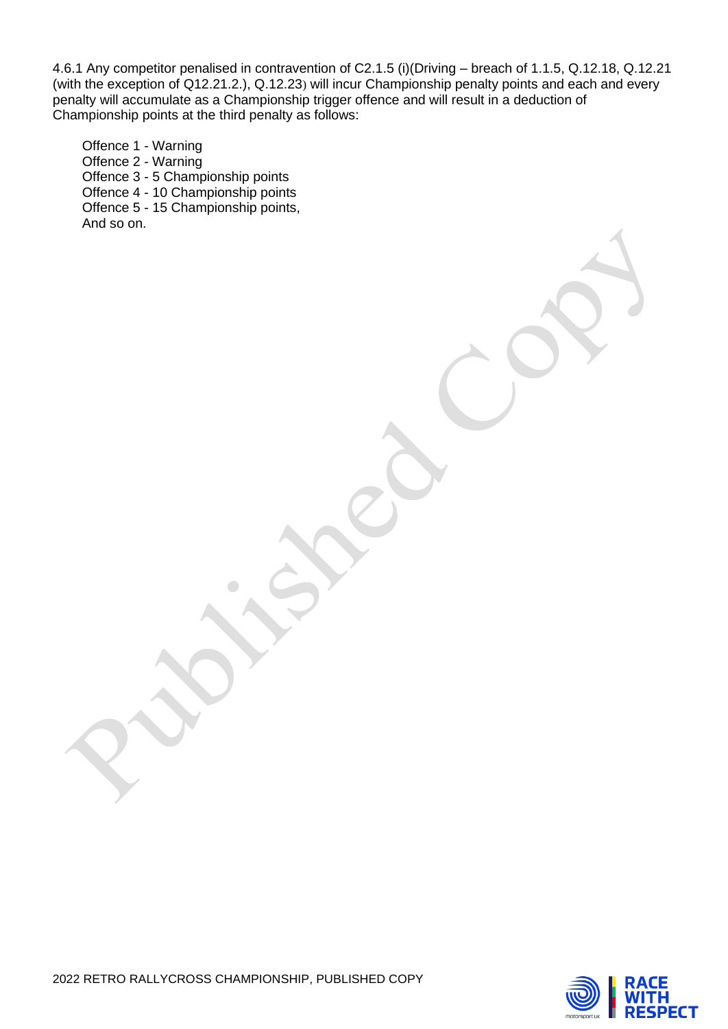4.6.1 Any competitor penalised in contravention of C2.1.5 (i)(Driving – breach of 1.1.5, Q.12.18, Q.12.21 (with the exception of Q12.21.2.), Q.12.23) will incur Championship penalty points and each and every penalty will accumulate as a Championship trigger offence and will result in a deduction of Championship points at the third penalty as follows:

Offence 1 - Warning
Offence 2 - Warning
Offence 3 - 5 Championship points
Offence 4 - 10 Championship points
Offence 5 - 15 Championship points,
And so on.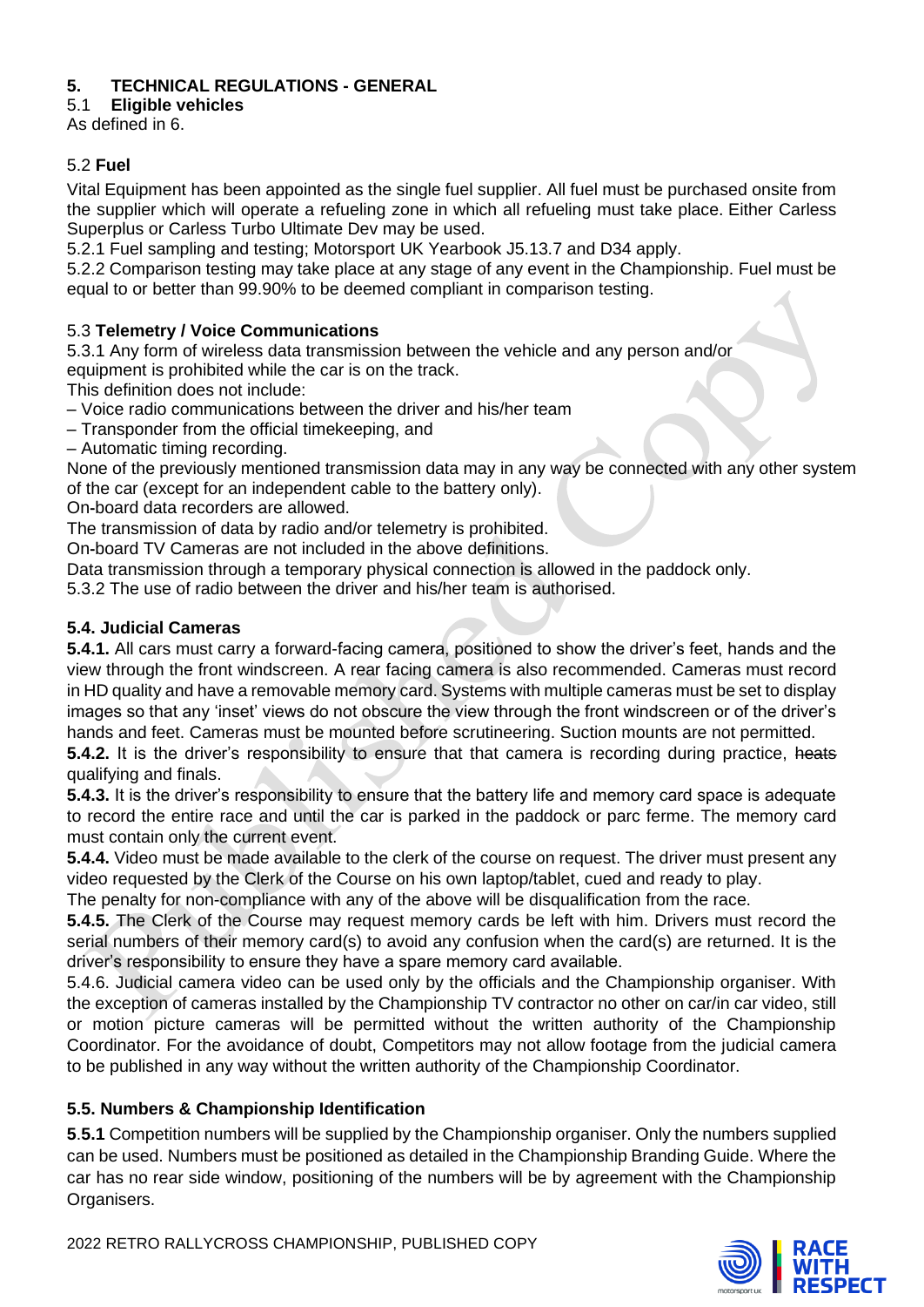## 5. TECHNICAL REGULATIONS - GENERAL

### 5.1 Eligible vehicles

As defined in 6.

### 5.2 Fuel

Vital Equipment has been appointed as the single fuel supplier. All fuel must be purchased onsite from the supplier which will operate a refueling zone in which all refueling must take place. Either Carless Superplus or Carless Turbo Ultimate Dev may be used.

5.2.1 Fuel sampling and testing; Motorsport UK Yearbook J5.13.7 and D34 apply.

5.2.2 Comparison testing may take place at any stage of any event in the Championship. Fuel must be equal to or better than 99.90% to be deemed compliant in comparison testing.

### 5.3 Telemetry / Voice Communications

5.3.1 Any form of wireless data transmission between the vehicle and any person and/or equipment is prohibited while the car is on the track.

This definition does not include:

– Voice radio communications between the driver and his/her team
– Transponder from the official timekeeping, and
– Automatic timing recording.

None of the previously mentioned transmission data may in any way be connected with any other system of the car (except for an independent cable to the battery only).

On-board data recorders are allowed.

The transmission of data by radio and/or telemetry is prohibited.

On-board TV Cameras are not included in the above definitions.

Data transmission through a temporary physical connection is allowed in the paddock only.

5.3.2 The use of radio between the driver and his/her team is authorised.

### 5.4. Judicial Cameras

**5.4.1.** All cars must carry a forward-facing camera, positioned to show the driver's feet, hands and the view through the front windscreen. A rear facing camera is also recommended. Cameras must record in HD quality and have a removable memory card. Systems with multiple cameras must be set to display images so that any 'inset' views do not obscure the view through the front windscreen or of the driver's hands and feet. Cameras must be mounted before scrutineering. Suction mounts are not permitted.

**5.4.2.** It is the driver's responsibility to ensure that that camera is recording during practice, ~~heats~~ qualifying and finals.

**5.4.3.** It is the driver's responsibility to ensure that the battery life and memory card space is adequate to record the entire race and until the car is parked in the paddock or parc ferme. The memory card must contain only the current event.

**5.4.4.** Video must be made available to the clerk of the course on request. The driver must present any video requested by the Clerk of the Course on his own laptop/tablet, cued and ready to play.

The penalty for non-compliance with any of the above will be disqualification from the race.

**5.4.5.** The Clerk of the Course may request memory cards be left with him. Drivers must record the serial numbers of their memory card(s) to avoid any confusion when the card(s) are returned. It is the driver's responsibility to ensure they have a spare memory card available.

5.4.6. Judicial camera video can be used only by the officials and the Championship organiser. With the exception of cameras installed by the Championship TV contractor no other on car/in car video, still or motion picture cameras will be permitted without the written authority of the Championship Coordinator. For the avoidance of doubt, Competitors may not allow footage from the judicial camera to be published in any way without the written authority of the Championship Coordinator.

### 5.5. Numbers & Championship Identification

**5.5.1** Competition numbers will be supplied by the Championship organiser. Only the numbers supplied can be used. Numbers must be positioned as detailed in the Championship Branding Guide. Where the car has no rear side window, positioning of the numbers will be by agreement with the Championship Organisers.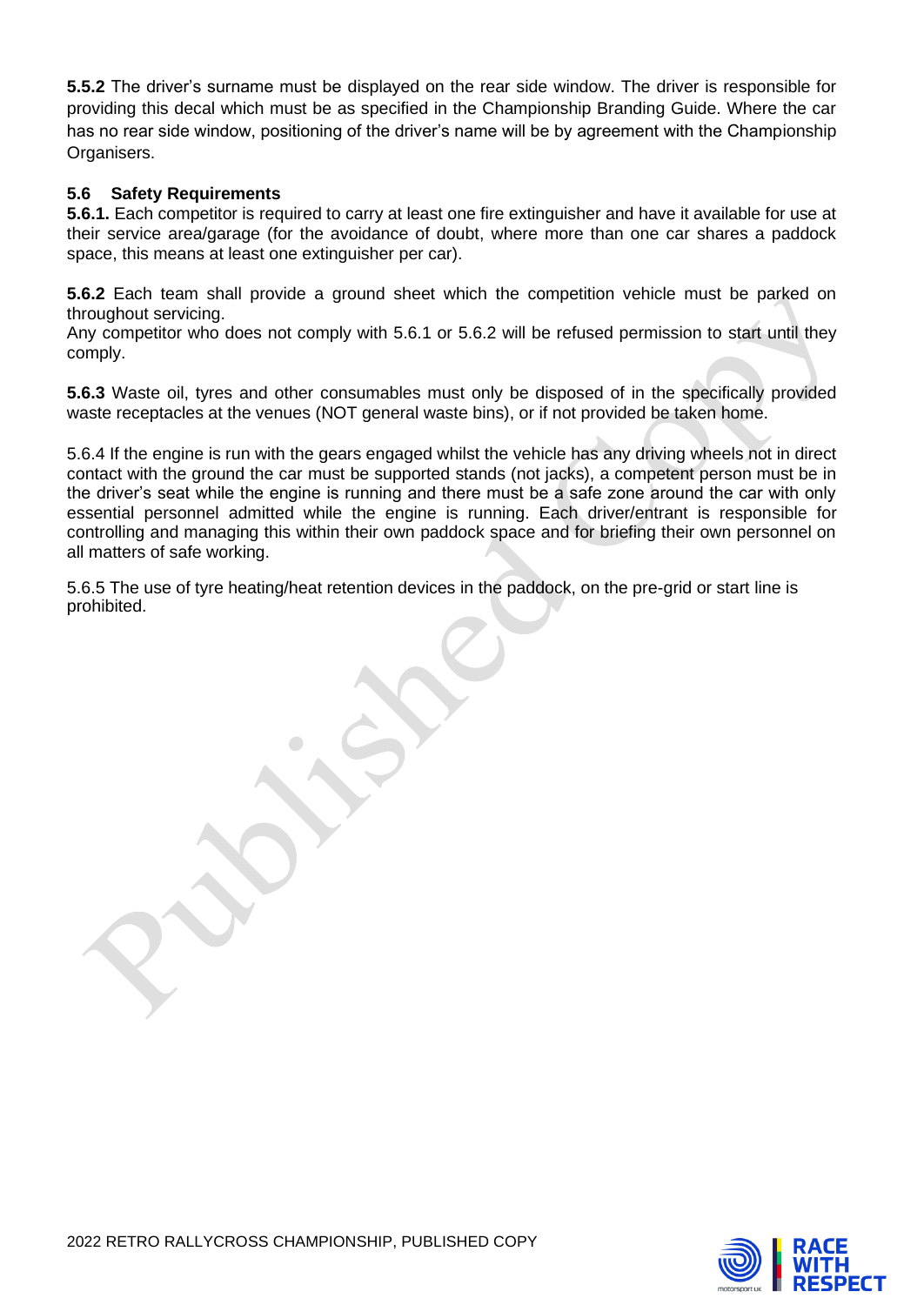**5.5.2** The driver's surname must be displayed on the rear side window. The driver is responsible for providing this decal which must be as specified in the Championship Branding Guide. Where the car has no rear side window, positioning of the driver's name will be by agreement with the Championship Organisers.

### 5.6 Safety Requirements

**5.6.1.** Each competitor is required to carry at least one fire extinguisher and have it available for use at their service area/garage (for the avoidance of doubt, where more than one car shares a paddock space, this means at least one extinguisher per car).

**5.6.2** Each team shall provide a ground sheet which the competition vehicle must be parked on throughout servicing.
Any competitor who does not comply with 5.6.1 or 5.6.2 will be refused permission to start until they comply.

**5.6.3** Waste oil, tyres and other consumables must only be disposed of in the specifically provided waste receptacles at the venues (NOT general waste bins), or if not provided be taken home.

5.6.4 If the engine is run with the gears engaged whilst the vehicle has any driving wheels not in direct contact with the ground the car must be supported stands (not jacks), a competent person must be in the driver's seat while the engine is running and there must be a safe zone around the car with only essential personnel admitted while the engine is running. Each driver/entrant is responsible for controlling and managing this within their own paddock space and for briefing their own personnel on all matters of safe working.

5.6.5 The use of tyre heating/heat retention devices in the paddock, on the pre-grid or start line is prohibited.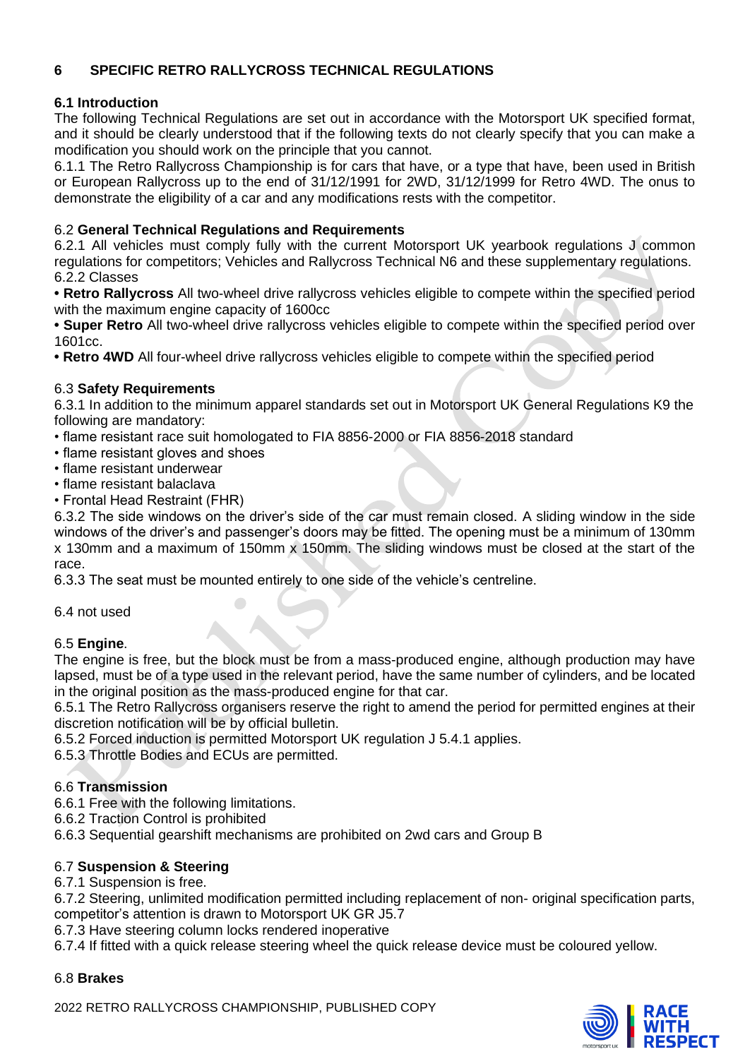## 6 SPECIFIC RETRO RALLYCROSS TECHNICAL REGULATIONS

### 6.1 Introduction

The following Technical Regulations are set out in accordance with the Motorsport UK specified format, and it should be clearly understood that if the following texts do not clearly specify that you can make a modification you should work on the principle that you cannot.

6.1.1 The Retro Rallycross Championship is for cars that have, or a type that have, been used in British or European Rallycross up to the end of 31/12/1991 for 2WD, 31/12/1999 for Retro 4WD. The onus to demonstrate the eligibility of a car and any modifications rests with the competitor.

### 6.2 General Technical Regulations and Requirements

6.2.1 All vehicles must comply fully with the current Motorsport UK yearbook regulations J common regulations for competitors; Vehicles and Rallycross Technical N6 and these supplementary regulations.

6.2.2 Classes

- **Retro Rallycross** All two-wheel drive rallycross vehicles eligible to compete within the specified period with the maximum engine capacity of 1600cc
- **Super Retro** All two-wheel drive rallycross vehicles eligible to compete within the specified period over 1601cc.
- **Retro 4WD** All four-wheel drive rallycross vehicles eligible to compete within the specified period

### 6.3 Safety Requirements

6.3.1 In addition to the minimum apparel standards set out in Motorsport UK General Regulations K9 the following are mandatory:

- flame resistant race suit homologated to FIA 8856-2000 or FIA 8856-2018 standard
- flame resistant gloves and shoes
- flame resistant underwear
- flame resistant balaclava
- Frontal Head Restraint (FHR)

6.3.2 The side windows on the driver's side of the car must remain closed. A sliding window in the side windows of the driver's and passenger's doors may be fitted. The opening must be a minimum of 130mm x 130mm and a maximum of 150mm x 150mm. The sliding windows must be closed at the start of the race.

6.3.3 The seat must be mounted entirely to one side of the vehicle's centreline.

6.4 not used

### 6.5 Engine.

The engine is free, but the block must be from a mass-produced engine, although production may have lapsed, must be of a type used in the relevant period, have the same number of cylinders, and be located in the original position as the mass-produced engine for that car.

6.5.1 The Retro Rallycross organisers reserve the right to amend the period for permitted engines at their discretion notification will be by official bulletin.

6.5.2 Forced induction is permitted Motorsport UK regulation J 5.4.1 applies.

6.5.3 Throttle Bodies and ECUs are permitted.

### 6.6 Transmission

6.6.1 Free with the following limitations.

6.6.2 Traction Control is prohibited

6.6.3 Sequential gearshift mechanisms are prohibited on 2wd cars and Group B

### 6.7 Suspension & Steering

6.7.1 Suspension is free.

6.7.2 Steering, unlimited modification permitted including replacement of non- original specification parts, competitor's attention is drawn to Motorsport UK GR J5.7

6.7.3 Have steering column locks rendered inoperative

6.7.4 If fitted with a quick release steering wheel the quick release device must be coloured yellow.

### 6.8 Brakes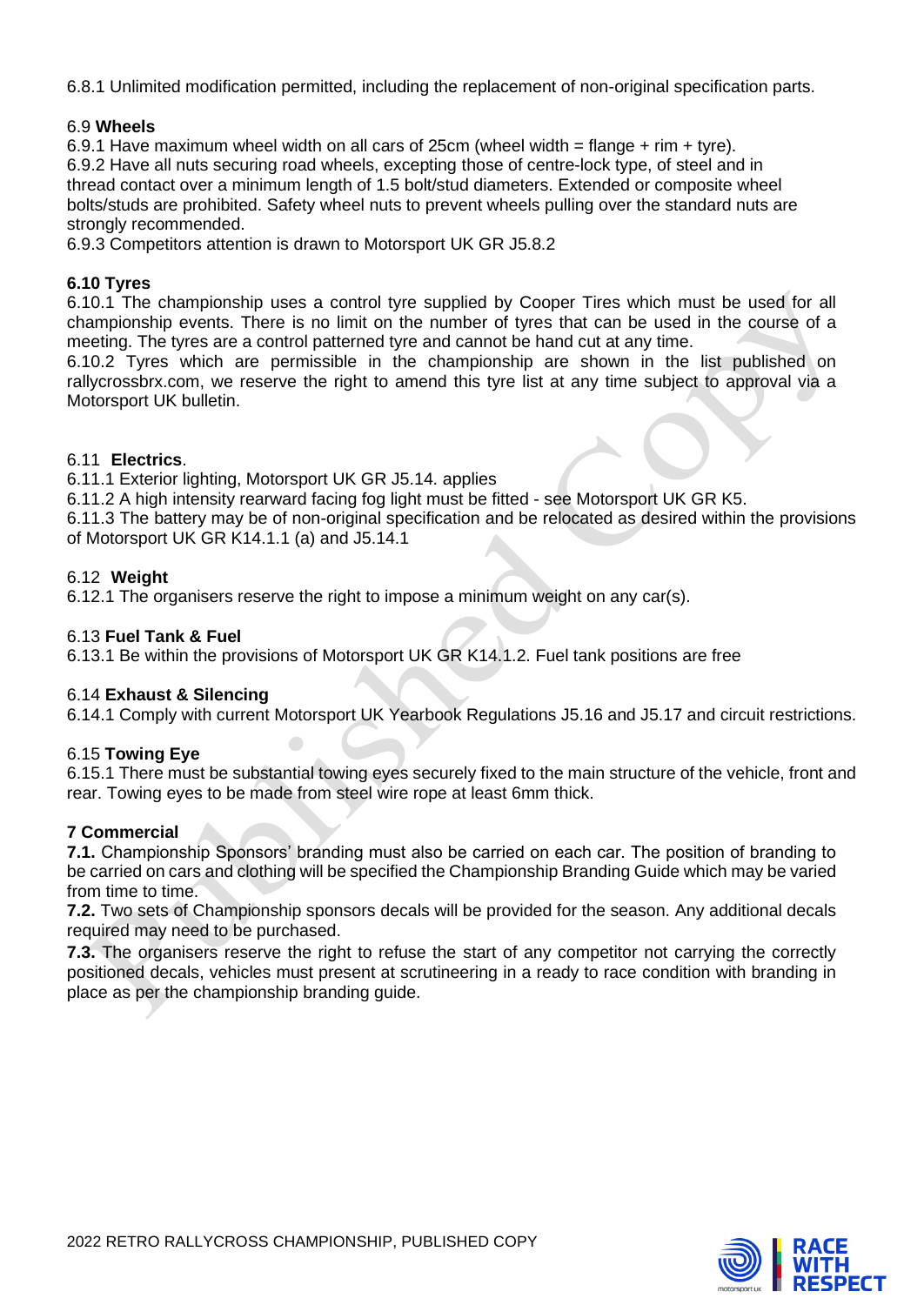6.8.1 Unlimited modification permitted, including the replacement of non-original specification parts.

### 6.9 **Wheels**

6.9.1 Have maximum wheel width on all cars of 25cm (wheel width = flange + rim + tyre).
6.9.2 Have all nuts securing road wheels, excepting those of centre-lock type, of steel and in thread contact over a minimum length of 1.5 bolt/stud diameters. Extended or composite wheel bolts/studs are prohibited. Safety wheel nuts to prevent wheels pulling over the standard nuts are strongly recommended.
6.9.3 Competitors attention is drawn to Motorsport UK GR J5.8.2

### **6.10 Tyres**

6.10.1 The championship uses a control tyre supplied by Cooper Tires which must be used for all championship events. There is no limit on the number of tyres that can be used in the course of a meeting. The tyres are a control patterned tyre and cannot be hand cut at any time.
6.10.2 Tyres which are permissible in the championship are shown in the list published on rallycrossbrx.com, we reserve the right to amend this tyre list at any time subject to approval via a Motorsport UK bulletin.

### 6.11 **Electrics**.

6.11.1 Exterior lighting, Motorsport UK GR J5.14. applies
6.11.2 A high intensity rearward facing fog light must be fitted - see Motorsport UK GR K5.
6.11.3 The battery may be of non-original specification and be relocated as desired within the provisions of Motorsport UK GR K14.1.1 (a) and J5.14.1

### 6.12 **Weight**

6.12.1 The organisers reserve the right to impose a minimum weight on any car(s).

### 6.13 **Fuel Tank & Fuel**

6.13.1 Be within the provisions of Motorsport UK GR K14.1.2. Fuel tank positions are free

### 6.14 **Exhaust & Silencing**

6.14.1 Comply with current Motorsport UK Yearbook Regulations J5.16 and J5.17 and circuit restrictions.

### 6.15 **Towing Eye**

6.15.1 There must be substantial towing eyes securely fixed to the main structure of the vehicle, front and rear. Towing eyes to be made from steel wire rope at least 6mm thick.

## **7 Commercial**

**7.1.** Championship Sponsors' branding must also be carried on each car. The position of branding to be carried on cars and clothing will be specified the Championship Branding Guide which may be varied from time to time.

**7.2.** Two sets of Championship sponsors decals will be provided for the season. Any additional decals required may need to be purchased.

**7.3.** The organisers reserve the right to refuse the start of any competitor not carrying the correctly positioned decals, vehicles must present at scrutineering in a ready to race condition with branding in place as per the championship branding guide.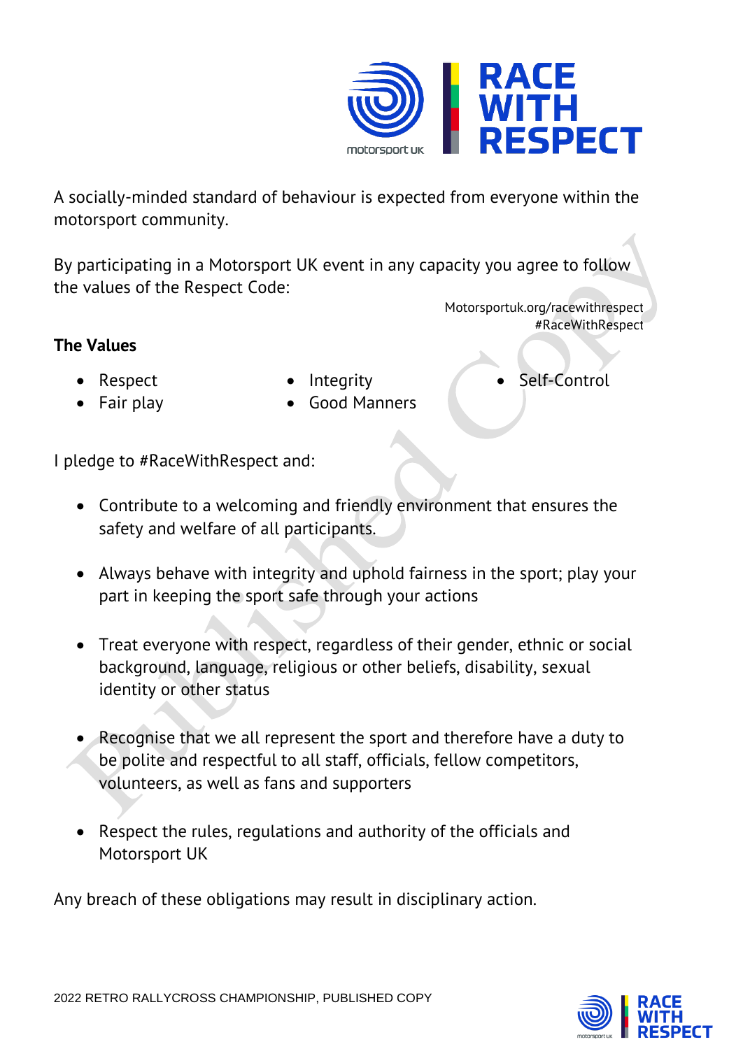RACE WITH RESPECT

A socially-minded standard of behaviour is expected from everyone within the motorsport community.

By participating in a Motorsport UK event in any capacity you agree to follow the values of the Respect Code:

Motorsportuk.org/racewithrespect
#RaceWithRespect

**The Values**

- Respect
- Fair play
- Integrity
- Good Manners
- Self-Control

I pledge to #RaceWithRespect and:

- Contribute to a welcoming and friendly environment that ensures the safety and welfare of all participants.

- Always behave with integrity and uphold fairness in the sport; play your part in keeping the sport safe through your actions

- Treat everyone with respect, regardless of their gender, ethnic or social background, language, religious or other beliefs, disability, sexual identity or other status

- Recognise that we all represent the sport and therefore have a duty to be polite and respectful to all staff, officials, fellow competitors, volunteers, as well as fans and supporters

- Respect the rules, regulations and authority of the officials and Motorsport UK

Any breach of these obligations may result in disciplinary action.